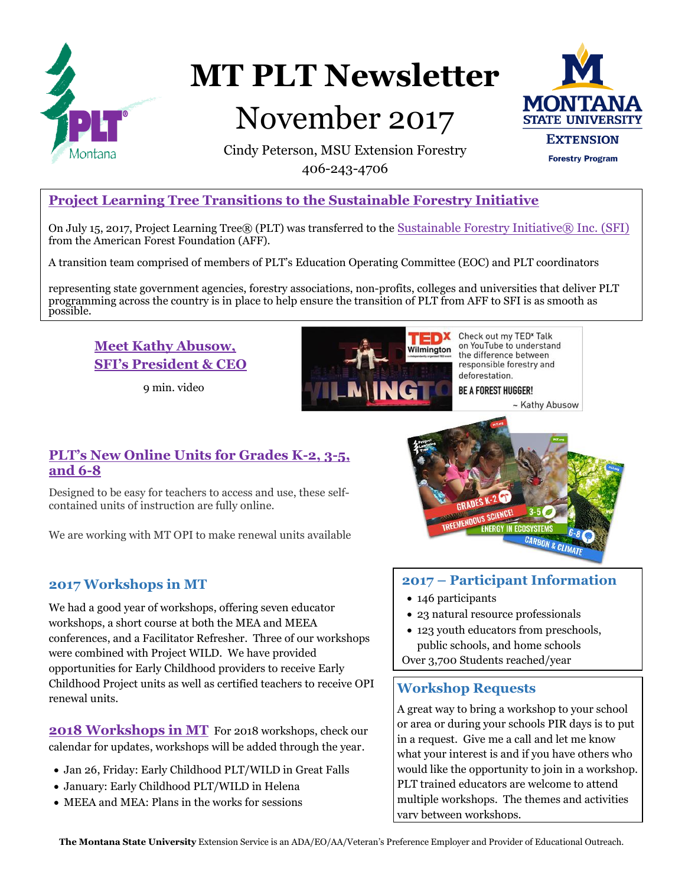# MT PLT Newsletter

## November 2017

Cindy Peterson, MSU Extension Forestry
406-243-4706

### Project Learning Tree Transitions to the Sustainable Forestry Initiative

On July 15, 2017, Project Learning Tree® (PLT) was transferred to the Sustainable Forestry Initiative® Inc. (SFI) from the American Forest Foundation (AFF).

A transition team comprised of members of PLT's Education Operating Committee (EOC) and PLT coordinators

representing state government agencies, forestry associations, non-profits, colleges and universities that deliver PLT programming across the country is in place to help ensure the transition of PLT from AFF to SFI is as smooth as possible.

### Meet Kathy Abusow, SFI's President & CEO

9 min. video

Check out my TEDx Talk on YouTube to understand the difference between responsible forestry and deforestation.

BE A FOREST HUGGER!

~ Kathy Abusow

### PLT's New Online Units for Grades K-2, 3-5, and 6-8

Designed to be easy for teachers to access and use, these self-contained units of instruction are fully online.

We are working with MT OPI to make renewal units available

### 2017 Workshops in MT

We had a good year of workshops, offering seven educator workshops, a short course at both the MEA and MEEA conferences, and a Facilitator Refresher. Three of our workshops were combined with Project WILD. We have provided opportunities for Early Childhood providers to receive Early Childhood Project units as well as certified teachers to receive OPI renewal units.

### 2017 – Participant Information

- 146 participants
- 23 natural resource professionals
- 123 youth educators from preschools, public schools, and home schools

Over 3,700 Students reached/year

### 2018 Workshops in MT

For 2018 workshops, check our calendar for updates, workshops will be added through the year.

- Jan 26, Friday: Early Childhood PLT/WILD in Great Falls
- January: Early Childhood PLT/WILD in Helena
- MEEA and MEA: Plans in the works for sessions

### Workshop Requests

A great way to bring a workshop to your school or area or during your schools PIR days is to put in a request. Give me a call and let me know what your interest is and if you have others who would like the opportunity to join in a workshop. PLT trained educators are welcome to attend multiple workshops. The themes and activities vary between workshops.

**The Montana State University** Extension Service is an ADA/EO/AA/Veteran's Preference Employer and Provider of Educational Outreach.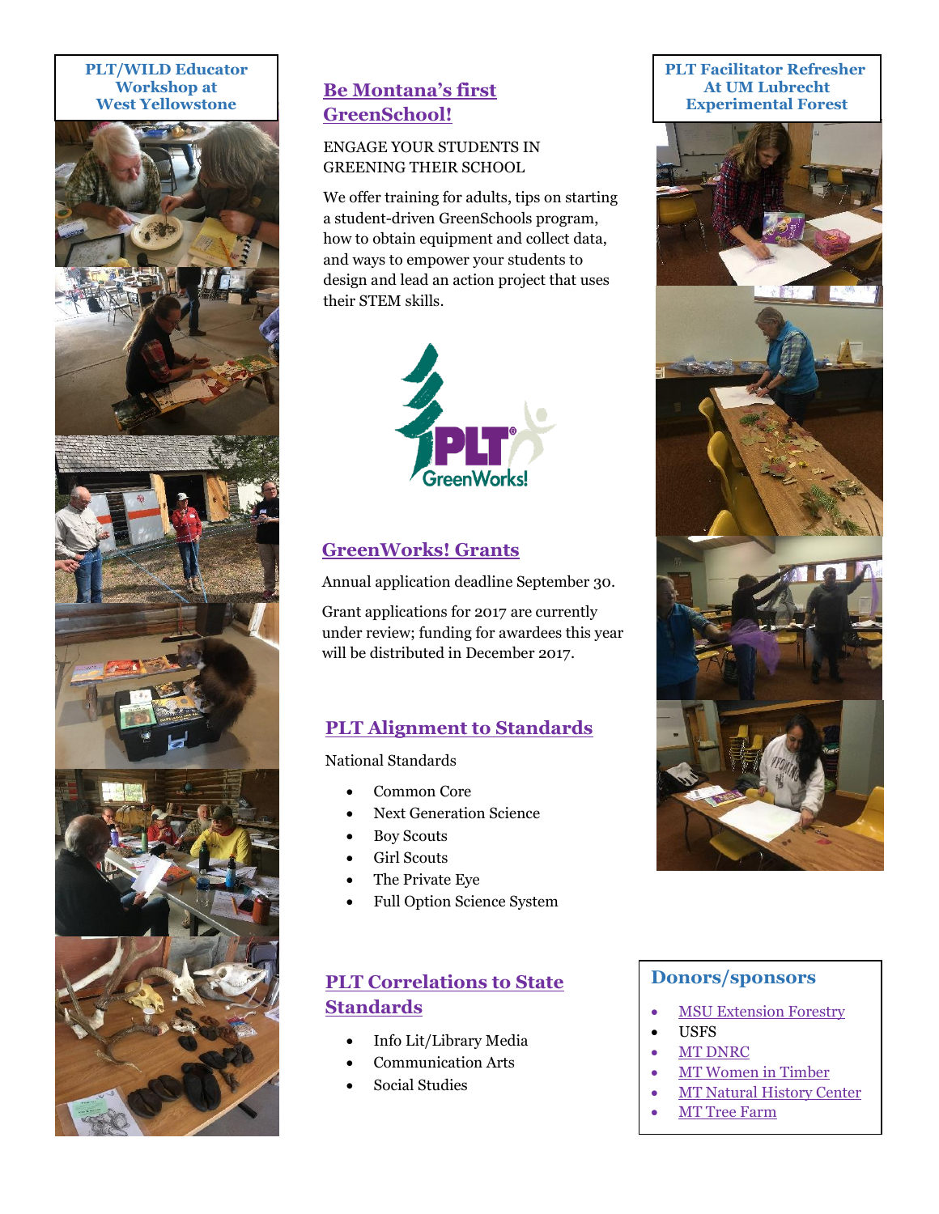**PLT/WILD Educator Workshop at West Yellowstone**

## Be Montana's first GreenSchool!

ENGAGE YOUR STUDENTS IN GREENING THEIR SCHOOL

We offer training for adults, tips on starting a student-driven GreenSchools program, how to obtain equipment and collect data, and ways to empower your students to design and lead an action project that uses their STEM skills.

## GreenWorks! Grants

Annual application deadline September 30.

Grant applications for 2017 are currently under review; funding for awardees this year will be distributed in December 2017.

## PLT Alignment to Standards

National Standards

- Common Core
- Next Generation Science
- Boy Scouts
- Girl Scouts
- The Private Eye
- Full Option Science System

## PLT Correlations to State Standards

- Info Lit/Library Media
- Communication Arts
- Social Studies

**PLT Facilitator Refresher At UM Lubrecht Experimental Forest**

## Donors/sponsors

- MSU Extension Forestry
- USFS
- MT DNRC
- MT Women in Timber
- MT Natural History Center
- MT Tree Farm